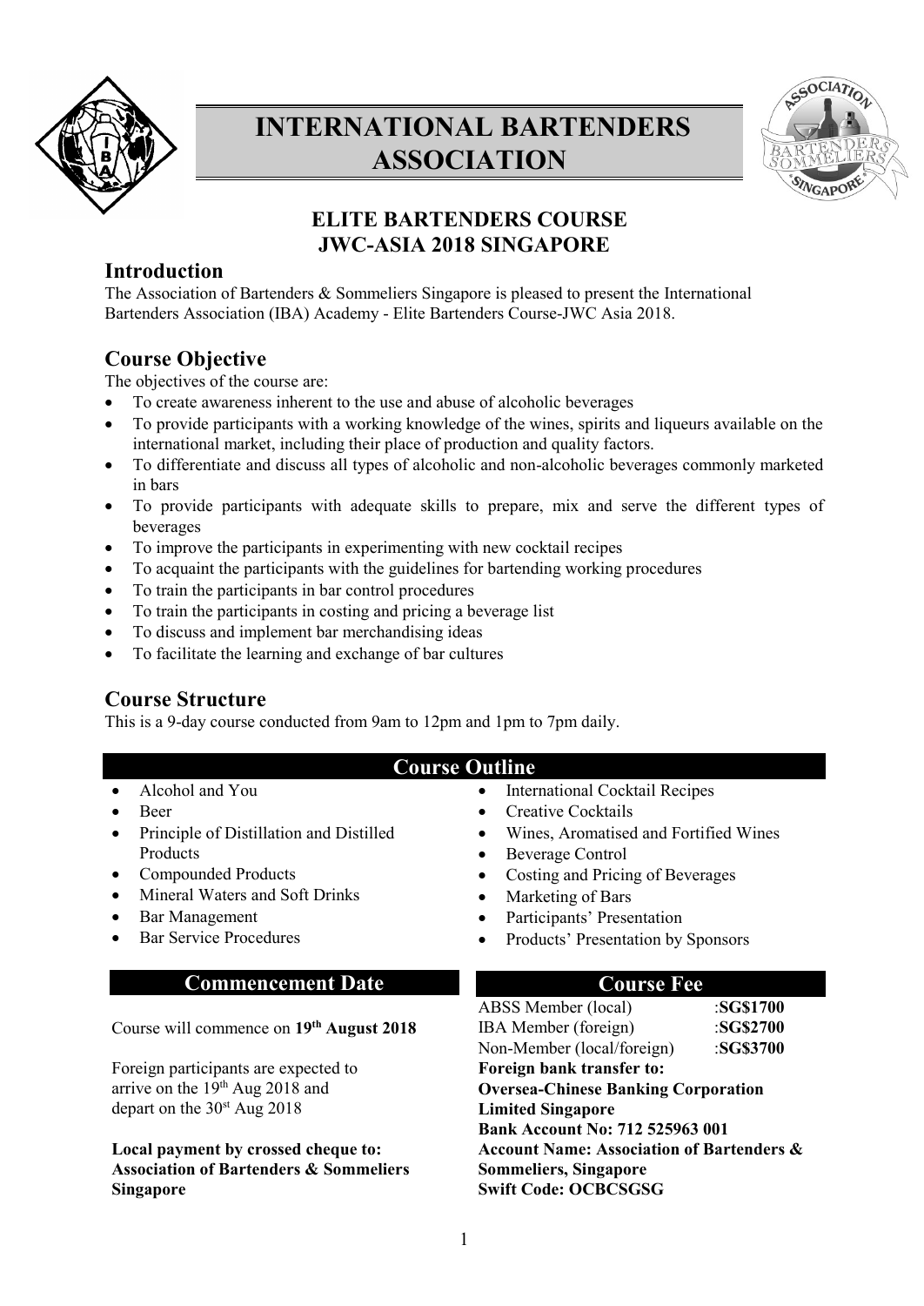# INTERNATIONAL BARTENDERS ASSOCIATION

## ELITE BARTENDERS COURSE JWC-ASIA 2018 SINGAPORE

## Introduction

The Association of Bartenders & Sommeliers Singapore is pleased to present the International Bartenders Association (IBA) Academy - Elite Bartenders Course-JWC Asia 2018.

## Course Objective

The objectives of the course are:

- To create awareness inherent to the use and abuse of alcoholic beverages
- To provide participants with a working knowledge of the wines, spirits and liqueurs available on the international market, including their place of production and quality factors.
- To differentiate and discuss all types of alcoholic and non-alcoholic beverages commonly marketed in bars
- To provide participants with adequate skills to prepare, mix and serve the different types of beverages
- To improve the participants in experimenting with new cocktail recipes
- To acquaint the participants with the guidelines for bartending working procedures
- To train the participants in bar control procedures
- To train the participants in costing and pricing a beverage list
- To discuss and implement bar merchandising ideas
- To facilitate the learning and exchange of bar cultures

## Course Structure

This is a 9-day course conducted from 9am to 12pm and 1pm to 7pm daily.

## Course Outline

- Alcohol and You
- Beer
- Principle of Distillation and Distilled Products
- Compounded Products
- Mineral Waters and Soft Drinks
- Bar Management
- Bar Service Procedures
- International Cocktail Recipes
- Creative Cocktails
- Wines, Aromatised and Fortified Wines
- Beverage Control
- Costing and Pricing of Beverages
- Marketing of Bars
- Participants' Presentation
- Products' Presentation by Sponsors

## Commencement Date

Course will commence on **19th August 2018**

Foreign participants are expected to arrive on the 19th Aug 2018 and depart on the 30st Aug 2018

**Local payment by crossed cheque to: Association of Bartenders & Sommeliers Singapore**

## Course Fee

| | |
|---|---|
| ABSS Member (local) | :**SG$1700** |
| IBA Member (foreign) | :**SG$2700** |
| Non-Member (local/foreign) | :**SG$3700** |

**Foreign bank transfer to:**
**Oversea-Chinese Banking Corporation Limited Singapore**
**Bank Account No: 712 525963 001**
**Account Name: Association of Bartenders & Sommeliers, Singapore**
**Swift Code: OCBCSGSG**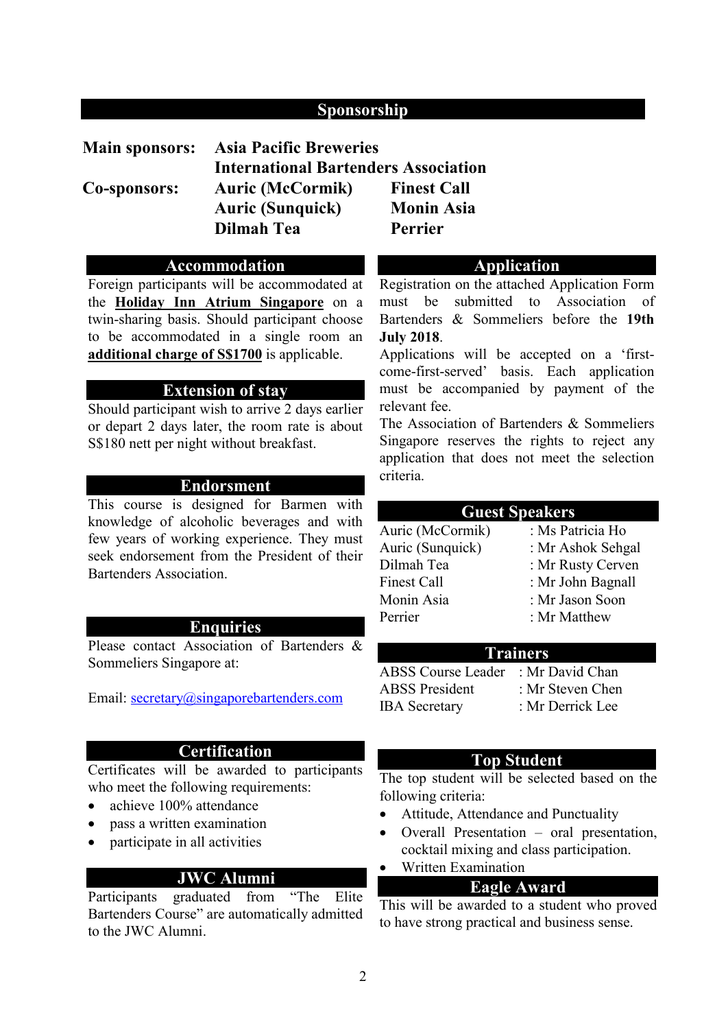## Sponsorship

| | | |
|---|---|---|
| **Main sponsors:** | **Asia Pacific Breweries** | |
| | **International Bartenders Association** | |
| **Co-sponsors:** | **Auric (McCormik)** | **Finest Call** |
| | **Auric (Sunquick)** | **Monin Asia** |
| | **Dilmah Tea** | **Perrier** |

## Accommodation

Foreign participants will be accommodated at the **Holiday Inn Atrium Singapore** on a twin-sharing basis. Should participant choose to be accommodated in a single room an **additional charge of S$1700** is applicable.

## Extension of stay

Should participant wish to arrive 2 days earlier or depart 2 days later, the room rate is about S$180 nett per night without breakfast.

## Endorsment

This course is designed for Barmen with knowledge of alcoholic beverages and with few years of working experience. They must seek endorsement from the President of their Bartenders Association.

## Enquiries

Please contact Association of Bartenders & Sommeliers Singapore at:

Email: secretary@singaporebartenders.com

## Certification

Certificates will be awarded to participants who meet the following requirements:

- achieve 100% attendance
- pass a written examination
- participate in all activities

## JWC Alumni

Participants graduated from "The Elite Bartenders Course" are automatically admitted to the JWC Alumni.

## Application

Registration on the attached Application Form must be submitted to Association of Bartenders & Sommeliers before the **19th July 2018**.

Applications will be accepted on a 'first-come-first-served' basis. Each application must be accompanied by payment of the relevant fee.

The Association of Bartenders & Sommeliers Singapore reserves the rights to reject any application that does not meet the selection criteria.

## Guest Speakers

| | |
|---|---|
| Auric (McCormik) | : Ms Patricia Ho |
| Auric (Sunquick) | : Mr Ashok Sehgal |
| Dilmah Tea | : Mr Rusty Cerven |
| Finest Call | : Mr John Bagnall |
| Monin Asia | : Mr Jason Soon |
| Perrier | : Mr Matthew |

## Trainers

| | |
|---|---|
| ABSS Course Leader | : Mr David Chan |
| ABSS President | : Mr Steven Chen |
| IBA Secretary | : Mr Derrick Lee |

## Top Student

The top student will be selected based on the following criteria:

- Attitude, Attendance and Punctuality
- Overall Presentation – oral presentation, cocktail mixing and class participation.
- Written Examination

## Eagle Award

This will be awarded to a student who proved to have strong practical and business sense.